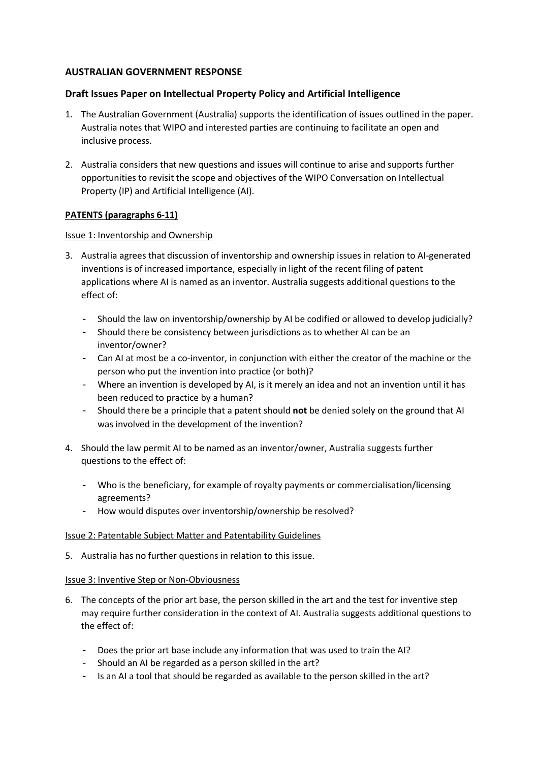## AUSTRALIAN GOVERNMENT RESPONSE

### Draft Issues Paper on Intellectual Property Policy and Artificial Intelligence

1. The Australian Government (Australia) supports the identification of issues outlined in the paper. Australia notes that WIPO and interested parties are continuing to facilitate an open and inclusive process.

2. Australia considers that new questions and issues will continue to arise and supports further opportunities to revisit the scope and objectives of the WIPO Conversation on Intellectual Property (IP) and Artificial Intelligence (AI).

**PATENTS (paragraphs 6-11)**

Issue 1: Inventorship and Ownership

3. Australia agrees that discussion of inventorship and ownership issues in relation to AI-generated inventions is of increased importance, especially in light of the recent filing of patent applications where AI is named as an inventor. Australia suggests additional questions to the effect of:

   - Should the law on inventorship/ownership by AI be codified or allowed to develop judicially?
   - Should there be consistency between jurisdictions as to whether AI can be an inventor/owner?
   - Can AI at most be a co-inventor, in conjunction with either the creator of the machine or the person who put the invention into practice (or both)?
   - Where an invention is developed by AI, is it merely an idea and not an invention until it has been reduced to practice by a human?
   - Should there be a principle that a patent should **not** be denied solely on the ground that AI was involved in the development of the invention?

4. Should the law permit AI to be named as an inventor/owner, Australia suggests further questions to the effect of:

   - Who is the beneficiary, for example of royalty payments or commercialisation/licensing agreements?
   - How would disputes over inventorship/ownership be resolved?

Issue 2: Patentable Subject Matter and Patentability Guidelines

5. Australia has no further questions in relation to this issue.

Issue 3: Inventive Step or Non-Obviousness

6. The concepts of the prior art base, the person skilled in the art and the test for inventive step may require further consideration in the context of AI. Australia suggests additional questions to the effect of:

   - Does the prior art base include any information that was used to train the AI?
   - Should an AI be regarded as a person skilled in the art?
   - Is an AI a tool that should be regarded as available to the person skilled in the art?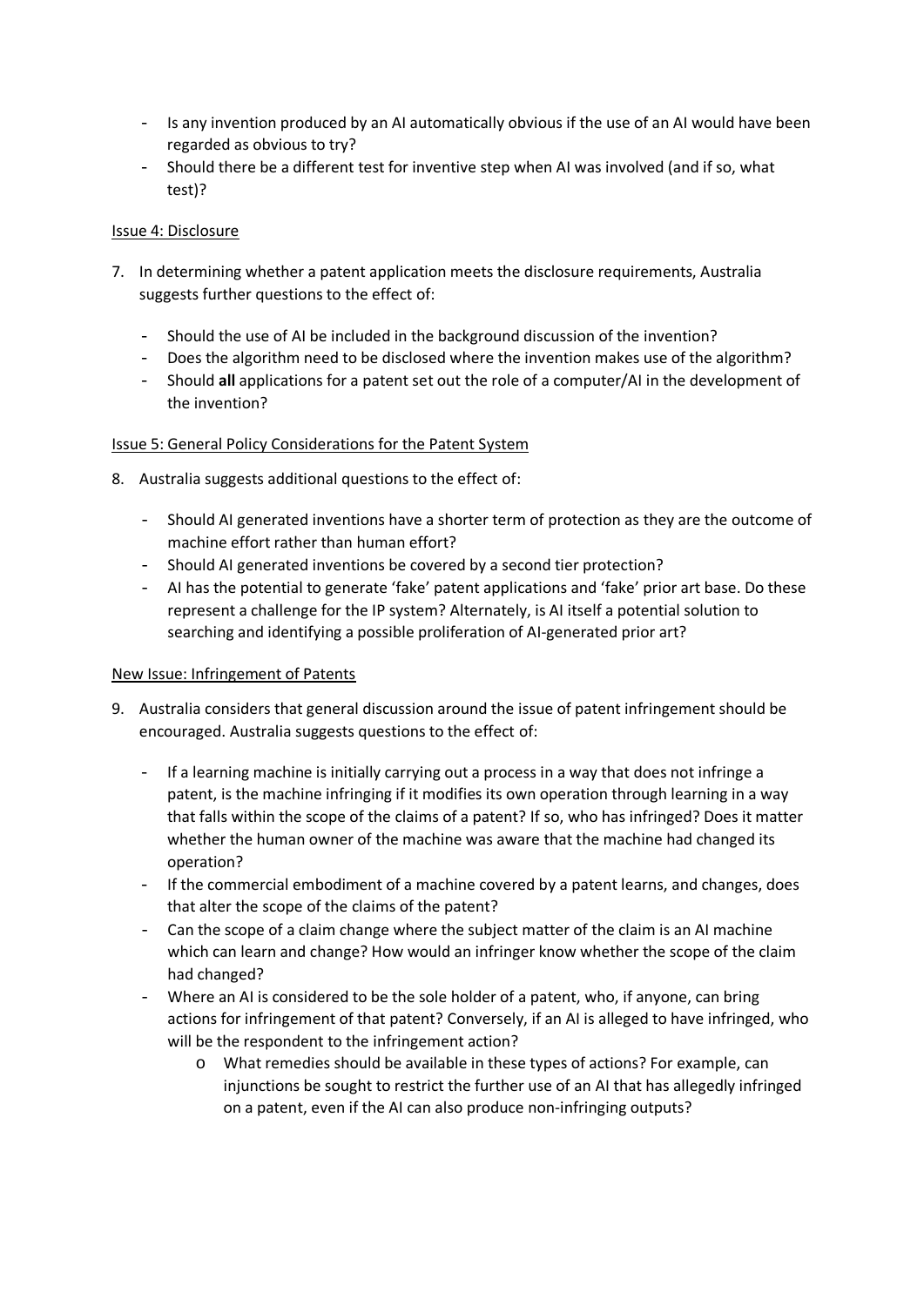- Is any invention produced by an AI automatically obvious if the use of an AI would have been regarded as obvious to try?
- Should there be a different test for inventive step when AI was involved (and if so, what test)?

Issue 4: Disclosure

7. In determining whether a patent application meets the disclosure requirements, Australia suggests further questions to the effect of:

   - Should the use of AI be included in the background discussion of the invention?
   - Does the algorithm need to be disclosed where the invention makes use of the algorithm?
   - Should **all** applications for a patent set out the role of a computer/AI in the development of the invention?

Issue 5: General Policy Considerations for the Patent System

8. Australia suggests additional questions to the effect of:

   - Should AI generated inventions have a shorter term of protection as they are the outcome of machine effort rather than human effort?
   - Should AI generated inventions be covered by a second tier protection?
   - AI has the potential to generate 'fake' patent applications and 'fake' prior art base. Do these represent a challenge for the IP system? Alternately, is AI itself a potential solution to searching and identifying a possible proliferation of AI-generated prior art?

New Issue: Infringement of Patents

9. Australia considers that general discussion around the issue of patent infringement should be encouraged. Australia suggests questions to the effect of:

   - If a learning machine is initially carrying out a process in a way that does not infringe a patent, is the machine infringing if it modifies its own operation through learning in a way that falls within the scope of the claims of a patent? If so, who has infringed? Does it matter whether the human owner of the machine was aware that the machine had changed its operation?
   - If the commercial embodiment of a machine covered by a patent learns, and changes, does that alter the scope of the claims of the patent?
   - Can the scope of a claim change where the subject matter of the claim is an AI machine which can learn and change? How would an infringer know whether the scope of the claim had changed?
   - Where an AI is considered to be the sole holder of a patent, who, if anyone, can bring actions for infringement of that patent? Conversely, if an AI is alleged to have infringed, who will be the respondent to the infringement action?
     - What remedies should be available in these types of actions? For example, can injunctions be sought to restrict the further use of an AI that has allegedly infringed on a patent, even if the AI can also produce non-infringing outputs?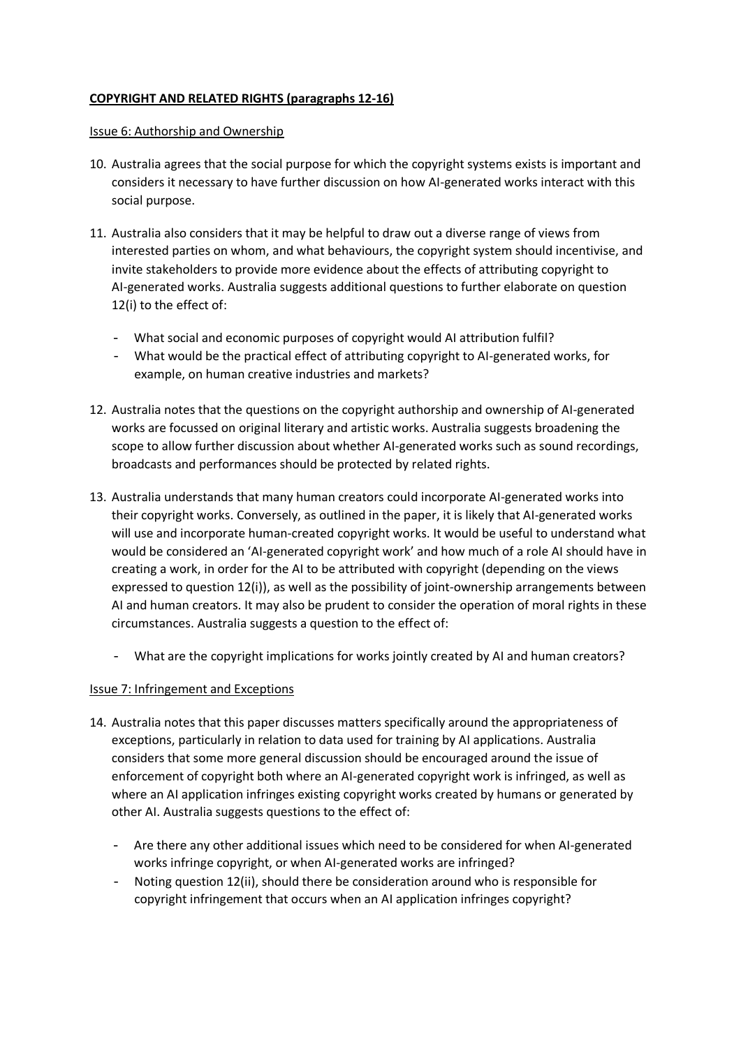**<u>COPYRIGHT AND RELATED RIGHTS (paragraphs 12-16)</u>**

<u>Issue 6: Authorship and Ownership</u>

10. Australia agrees that the social purpose for which the copyright systems exists is important and considers it necessary to have further discussion on how AI-generated works interact with this social purpose.

11. Australia also considers that it may be helpful to draw out a diverse range of views from interested parties on whom, and what behaviours, the copyright system should incentivise, and invite stakeholders to provide more evidence about the effects of attributing copyright to AI-generated works. Australia suggests additional questions to further elaborate on question 12(i) to the effect of:

    - What social and economic purposes of copyright would AI attribution fulfil?
    - What would be the practical effect of attributing copyright to AI-generated works, for example, on human creative industries and markets?

12. Australia notes that the questions on the copyright authorship and ownership of AI-generated works are focussed on original literary and artistic works. Australia suggests broadening the scope to allow further discussion about whether AI-generated works such as sound recordings, broadcasts and performances should be protected by related rights.

13. Australia understands that many human creators could incorporate AI-generated works into their copyright works. Conversely, as outlined in the paper, it is likely that AI-generated works will use and incorporate human-created copyright works. It would be useful to understand what would be considered an 'AI-generated copyright work' and how much of a role AI should have in creating a work, in order for the AI to be attributed with copyright (depending on the views expressed to question 12(i)), as well as the possibility of joint-ownership arrangements between AI and human creators. It may also be prudent to consider the operation of moral rights in these circumstances. Australia suggests a question to the effect of:

    - What are the copyright implications for works jointly created by AI and human creators?

<u>Issue 7: Infringement and Exceptions</u>

14. Australia notes that this paper discusses matters specifically around the appropriateness of exceptions, particularly in relation to data used for training by AI applications. Australia considers that some more general discussion should be encouraged around the issue of enforcement of copyright both where an AI-generated copyright work is infringed, as well as where an AI application infringes existing copyright works created by humans or generated by other AI. Australia suggests questions to the effect of:

    - Are there any other additional issues which need to be considered for when AI-generated works infringe copyright, or when AI-generated works are infringed?
    - Noting question 12(ii), should there be consideration around who is responsible for copyright infringement that occurs when an AI application infringes copyright?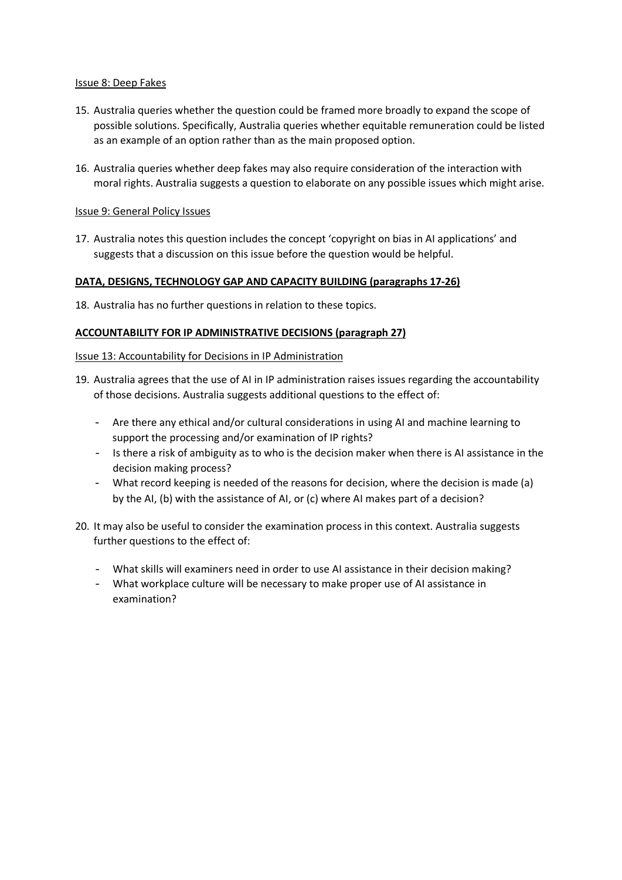Issue 8: Deep Fakes

15. Australia queries whether the question could be framed more broadly to expand the scope of possible solutions. Specifically, Australia queries whether equitable remuneration could be listed as an example of an option rather than as the main proposed option.

16. Australia queries whether deep fakes may also require consideration of the interaction with moral rights. Australia suggests a question to elaborate on any possible issues which might arise.

Issue 9: General Policy Issues

17. Australia notes this question includes the concept 'copyright on bias in AI applications' and suggests that a discussion on this issue before the question would be helpful.

**DATA, DESIGNS, TECHNOLOGY GAP AND CAPACITY BUILDING (paragraphs 17-26)**

18. Australia has no further questions in relation to these topics.

**ACCOUNTABILITY FOR IP ADMINISTRATIVE DECISIONS (paragraph 27)**

Issue 13: Accountability for Decisions in IP Administration

19. Australia agrees that the use of AI in IP administration raises issues regarding the accountability of those decisions. Australia suggests additional questions to the effect of:

    - Are there any ethical and/or cultural considerations in using AI and machine learning to support the processing and/or examination of IP rights?
    - Is there a risk of ambiguity as to who is the decision maker when there is AI assistance in the decision making process?
    - What record keeping is needed of the reasons for decision, where the decision is made (a) by the AI, (b) with the assistance of AI, or (c) where AI makes part of a decision?

20. It may also be useful to consider the examination process in this context. Australia suggests further questions to the effect of:

    - What skills will examiners need in order to use AI assistance in their decision making?
    - What workplace culture will be necessary to make proper use of AI assistance in examination?